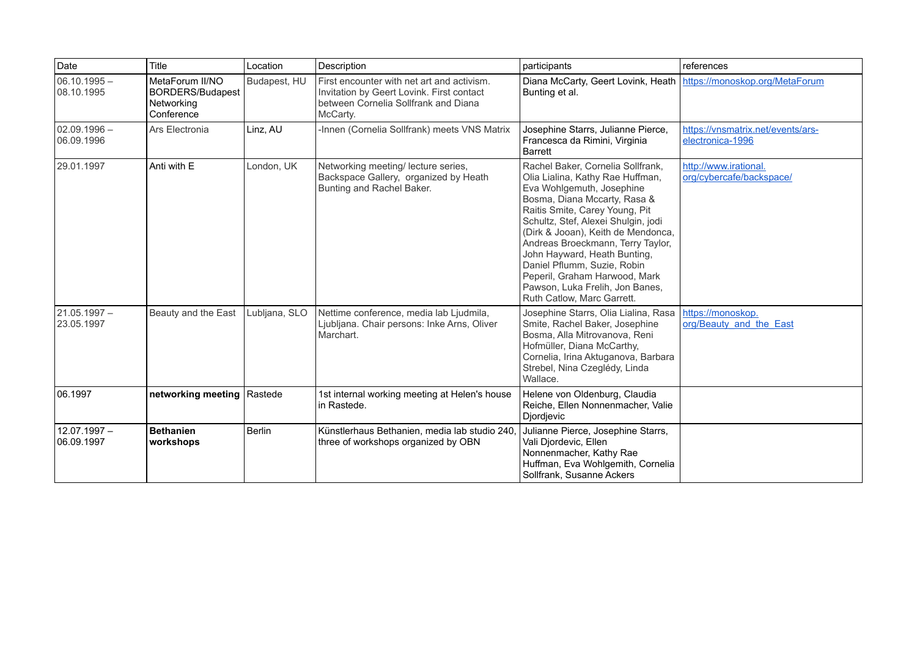| Date | Title | Location | Description | participants | references |
|---|---|---|---|---|---|
| 06.10.1995 – 08.10.1995 | MetaForum II/NO BORDERS/Budapest Networking Conference | Budapest, HU | First encounter with net art and activism. Invitation by Geert Lovink. First contact between Cornelia Sollfrank and Diana McCarty. | Diana McCarty, Geert Lovink, Heath Bunting et al. | https://monoskop.org/MetaForum |
| 02.09.1996 – 06.09.1996 | Ars Electronia | Linz, AU | -Innen (Cornelia Sollfrank) meets VNS Matrix | Josephine Starrs, Julianne Pierce, Francesca da Rimini, Virginia Barrett | https://vnsmatrix.net/events/ars-electronica-1996 |
| 29.01.1997 | Anti with E | London, UK | Networking meeting/ lecture series, Backspace Gallery, organized by Heath Bunting and Rachel Baker. | Rachel Baker, Cornelia Sollfrank, Olia Lialina, Kathy Rae Huffman, Eva Wohlgemuth, Josephine Bosma, Diana Mccarty, Rasa & Raitis Smite, Carey Young, Pit Schultz, Stef, Alexei Shulgin, jodi (Dirk & Jooan), Keith de Mendonca, Andreas Broeckmann, Terry Taylor, John Hayward, Heath Bunting, Daniel Pflumm, Suzie, Robin Peperil, Graham Harwood, Mark Pawson, Luka Frelih, Jon Banes, Ruth Catlow, Marc Garrett. | http://www.irational.org/cybercafe/backspace/ |
| 21.05.1997 – 23.05.1997 | Beauty and the East | Lubljana, SLO | Nettime conference, media lab Ljudmila, Ljubljana. Chair persons: Inke Arns, Oliver Marchart. | Josephine Starrs, Olia Lialina, Rasa Smite, Rachel Baker, Josephine Bosma, Alla Mitrovanova, Reni Hofmüller, Diana McCarthy, Cornelia, Irina Aktuganova, Barbara Strebel, Nina Czeglédy, Linda Wallace. | https://monoskop.org/Beauty_and_the_East |
| 06.1997 | **networking meeting** | Rastede | 1st internal working meeting at Helen's house in Rastede. | Helene von Oldenburg, Claudia Reiche, Ellen Nonnenmacher, Valie Djordjevic | |
| 12.07.1997 – 06.09.1997 | **Bethanien workshops** | Berlin | Künstlerhaus Bethanien, media lab studio 240, three of workshops organized by OBN | Julianne Pierce, Josephine Starrs, Vali Djordevic, Ellen Nonnenmacher, Kathy Rae Huffman, Eva Wohlgemith, Cornelia Sollfrank, Susanne Ackers | |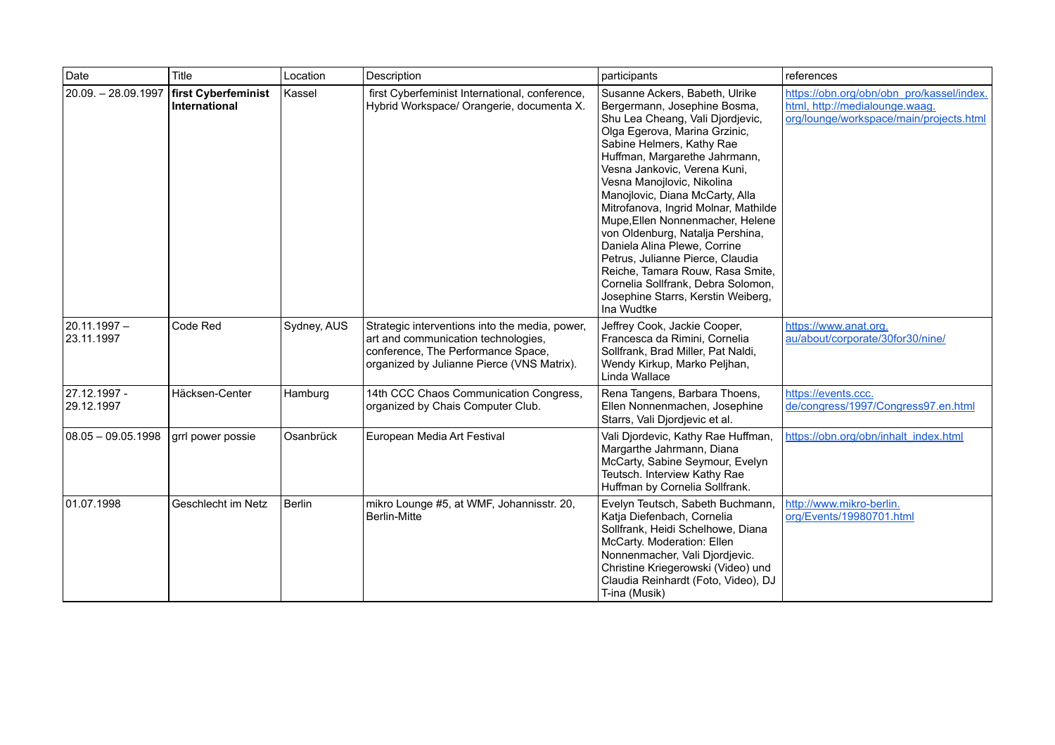| Date | Title | Location | Description | participants | references |
|---|---|---|---|---|---|
| 20.09. – 28.09.1997 | **first Cyberfeminist International** | Kassel | first Cyberfeminist International, conference, Hybrid Workspace/ Orangerie, documenta X. | Susanne Ackers, Babeth, Ulrike Bergermann, Josephine Bosma, Shu Lea Cheang, Vali Djordjevic, Olga Egerova, Marina Grzinic, Sabine Helmers, Kathy Rae Huffman, Margarethe Jahrmann, Vesna Jankovic, Verena Kuni, Vesna Manojlovic, Nikolina Manojlovic, Diana McCarty, Alla Mitrofanova, Ingrid Molnar, Mathilde Mupe,Ellen Nonnenmacher, Helene von Oldenburg, Natalja Pershina, Daniela Alina Plewe, Corrine Petrus, Julianne Pierce, Claudia Reiche, Tamara Rouw, Rasa Smite, Cornelia Sollfrank, Debra Solomon, Josephine Starrs, Kerstin Weiberg, Ina Wudtke | https://obn.org/obn/obn_pro/kassel/index.html, http://medialounge.waag.org/lounge/workspace/main/projects.html |
| 20.11.1997 – 23.11.1997 | Code Red | Sydney, AUS | Strategic interventions into the media, power, art and communication technologies, conference, The Performance Space, organized by Julianne Pierce (VNS Matrix). | Jeffrey Cook, Jackie Cooper, Francesca da Rimini, Cornelia Sollfrank, Brad Miller, Pat Naldi, Wendy Kirkup, Marko Peljhan, Linda Wallace | https://www.anat.org.au/about/corporate/30for30/nine/ |
| 27.12.1997 - 29.12.1997 | Häcksen-Center | Hamburg | 14th CCC Chaos Communication Congress, organized by Chais Computer Club. | Rena Tangens, Barbara Thoens, Ellen Nonnenmachen, Josephine Starrs, Vali Djordjevic et al. | https://events.ccc.de/congress/1997/Congress97.en.html |
| 08.05 – 09.05.1998 | grrl power possie | Osanbrück | European Media Art Festival | Vali Djordevic, Kathy Rae Huffman, Margarthe Jahrmann, Diana McCarty, Sabine Seymour, Evelyn Teutsch. Interview Kathy Rae Huffman by Cornelia Sollfrank. | https://obn.org/obn/inhalt_index.html |
| 01.07.1998 | Geschlecht im Netz | Berlin | mikro Lounge #5, at WMF, Johannisstr. 20, Berlin-Mitte | Evelyn Teutsch, Sabeth Buchmann, Katja Diefenbach, Cornelia Sollfrank, Heidi Schelhowe, Diana McCarty. Moderation: Ellen Nonnenmacher, Vali Djordjevic. Christine Kriegerowski (Video) und Claudia Reinhardt (Foto, Video), DJ T-ina (Musik) | http://www.mikro-berlin.org/Events/19980701.html |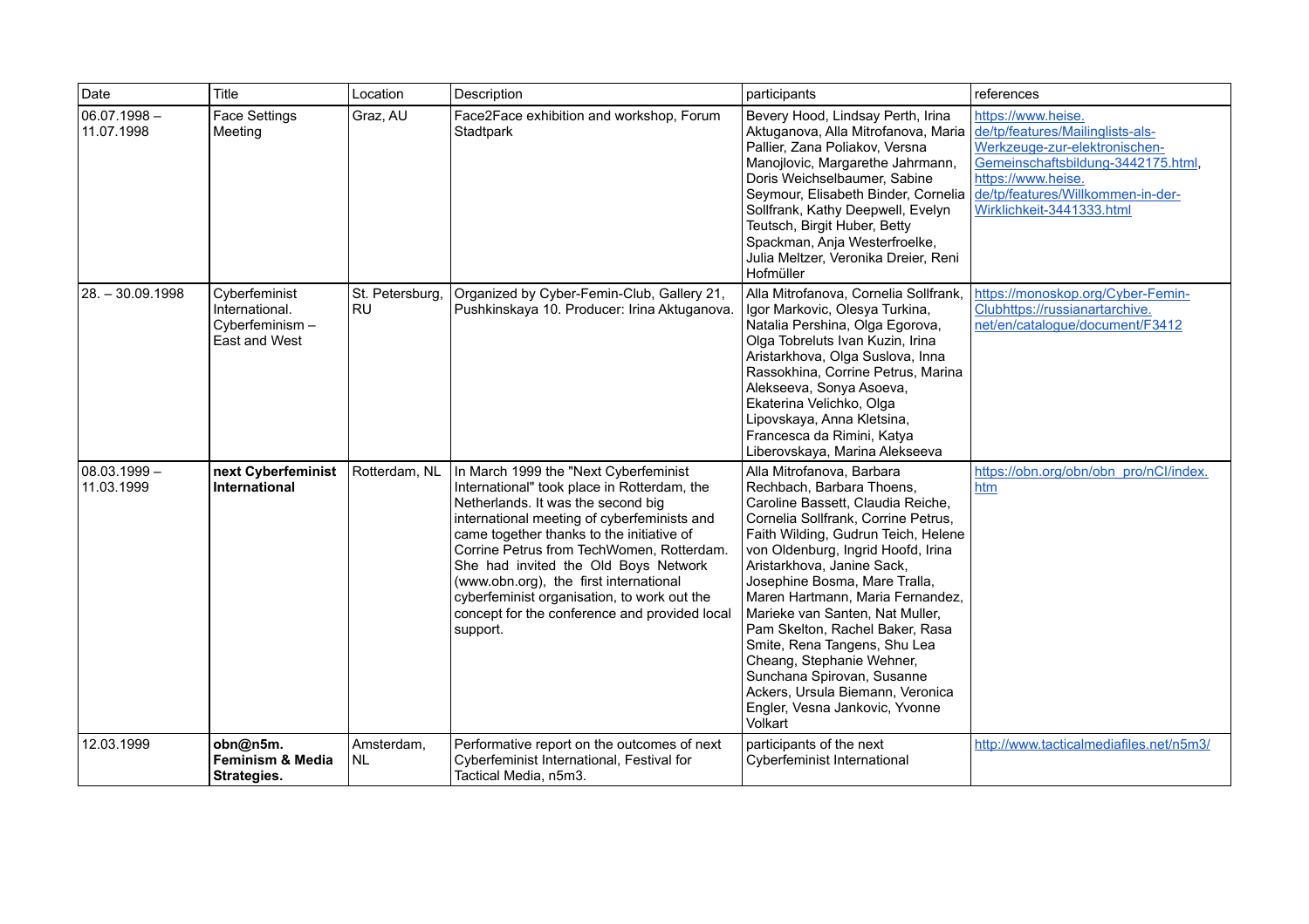| Date | Title | Location | Description | participants | references |
|---|---|---|---|---|---|
| 06.07.1998 – 11.07.1998 | Face Settings Meeting | Graz, AU | Face2Face exhibition and workshop, Forum Stadtpark | Bevery Hood, Lindsay Perth, Irina Aktuganova, Alla Mitrofanova, Maria Pallier, Zana Poliakov, Versna Manojlovic, Margarethe Jahrmann, Doris Weichselbaumer, Sabine Seymour, Elisabeth Binder, Cornelia Sollfrank, Kathy Deepwell, Evelyn Teutsch, Birgit Huber, Betty Spackman, Anja Westerfroelke, Julia Meltzer, Veronika Dreier, Reni Hofmüller | https://www.heise.de/tp/features/Mailinglists-als-Werkzeuge-zur-elektronischen-Gemeinschaftsbildung-3442175.html, https://www.heise.de/tp/features/Willkommen-in-der-Wirklichkeit-3441333.html |
| 28. – 30.09.1998 | Cyberfeminist International. Cyberfeminism – East and West | St. Petersburg, RU | Organized by Cyber-Femin-Club, Gallery 21, Pushkinskaya 10. Producer: Irina Aktuganova. | Alla Mitrofanova, Cornelia Sollfrank, Igor Markovic, Olesya Turkina, Natalia Pershina, Olga Egorova, Olga Tobreluts Ivan Kuzin, Irina Aristarkhova, Olga Suslova, Inna Rassokhina, Corrine Petrus, Marina Alekseeva, Sonya Asoeva, Ekaterina Velichko, Olga Lipovskaya, Anna Kletsina, Francesca da Rimini, Katya Liberovskaya, Marina Alekseeva | https://monoskop.org/Cyber-Femin-Clubhttps://russianartarchive.net/en/catalogue/document/F3412 |
| 08.03.1999 – 11.03.1999 | **next Cyberfeminist International** | Rotterdam, NL | In March 1999 the "Next Cyberfeminist International" took place in Rotterdam, the Netherlands. It was the second big international meeting of cyberfeminists and came together thanks to the initiative of Corrine Petrus from TechWomen, Rotterdam. She had invited the Old Boys Network (www.obn.org), the first international cyberfeminist organisation, to work out the concept for the conference and provided local support. | Alla Mitrofanova, Barbara Rechbach, Barbara Thoens, Caroline Bassett, Claudia Reiche, Cornelia Sollfrank, Corrine Petrus, Faith Wilding, Gudrun Teich, Helene von Oldenburg, Ingrid Hoofd, Irina Aristarkhova, Janine Sack, Josephine Bosma, Mare Tralla, Maren Hartmann, Maria Fernandez, Marieke van Santen, Nat Muller, Pam Skelton, Rachel Baker, Rasa Smite, Rena Tangens, Shu Lea Cheang, Stephanie Wehner, Sunchana Spirovan, Susanne Ackers, Ursula Biemann, Veronica Engler, Vesna Jankovic, Yvonne Volkart | https://obn.org/obn/obn_pro/nCI/index.htm |
| 12.03.1999 | **obn@n5m. Feminism & Media Strategies.** | Amsterdam, NL | Performative report on the outcomes of next Cyberfeminist International, Festival for Tactical Media, n5m3. | participants of the next Cyberfeminist International | http://www.tacticalmediafiles.net/n5m3/ |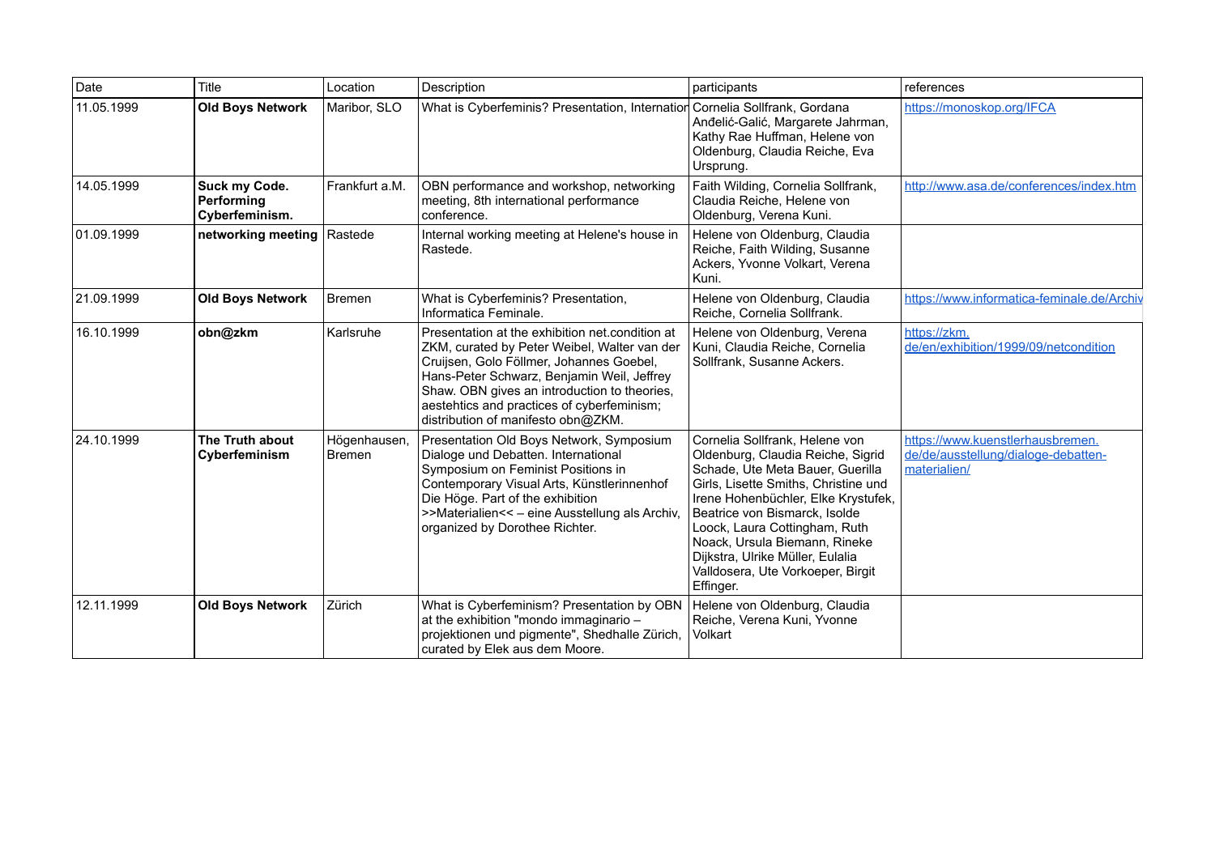| Date | Title | Location | Description | participants | references |
| --- | --- | --- | --- | --- | --- |
| 11.05.1999 | **Old Boys Network** | Maribor, SLO | What is Cyberfeminis? Presentation, Internation | Cornelia Sollfrank, Gordana Anđelić-Galić, Margarete Jahrman, Kathy Rae Huffman, Helene von Oldenburg, Claudia Reiche, Eva Ursprung. | https://monoskop.org/IFCA |
| 14.05.1999 | **Suck my Code. Performing Cyberfeminism.** | Frankfurt a.M. | OBN performance and workshop, networking meeting, 8th international performance conference. | Faith Wilding, Cornelia Sollfrank, Claudia Reiche, Helene von Oldenburg, Verena Kuni. | http://www.asa.de/conferences/index.htm |
| 01.09.1999 | **networking meeting** | Rastede | Internal working meeting at Helene's house in Rastede. | Helene von Oldenburg, Claudia Reiche, Faith Wilding, Susanne Ackers, Yvonne Volkart, Verena Kuni. | |
| 21.09.1999 | **Old Boys Network** | Bremen | What is Cyberfeminis? Presentation, Informatica Feminale. | Helene von Oldenburg, Claudia Reiche, Cornelia Sollfrank. | https://www.informatica-feminale.de/Archiv |
| 16.10.1999 | **obn@zkm** | Karlsruhe | Presentation at the exhibition net.condition at ZKM, curated by Peter Weibel, Walter van der Cruijsen, Golo Föllmer, Johannes Goebel, Hans-Peter Schwarz, Benjamin Weil, Jeffrey Shaw. OBN gives an introduction to theories, aestehtics and practices of cyberfeminism; distribution of manifesto obn@ZKM. | Helene von Oldenburg, Verena Kuni, Claudia Reiche, Cornelia Sollfrank, Susanne Ackers. | https://zkm.de/en/exhibition/1999/09/netcondition |
| 24.10.1999 | **The Truth about Cyberfeminism** | Högenhausen, Bremen | Presentation Old Boys Network, Symposium Dialoge und Debatten. International Symposium on Feminist Positions in Contemporary Visual Arts, Künstlerinnenhof Die Höge. Part of the exhibition >>Materialien<< – eine Ausstellung als Archiv, organized by Dorothee Richter. | Cornelia Sollfrank, Helene von Oldenburg, Claudia Reiche, Sigrid Schade, Ute Meta Bauer, Guerilla Girls, Lisette Smiths, Christine und Irene Hohenbüchler, Elke Krystufek, Beatrice von Bismarck, Isolde Loock, Laura Cottingham, Ruth Noack, Ursula Biemann, Rineke Dijkstra, Ulrike Müller, Eulalia Valldosera, Ute Vorkoeper, Birgit Effinger. | https://www.kuenstlerhausbremen.de/de/ausstellung/dialoge-debatten-materialien/ |
| 12.11.1999 | **Old Boys Network** | Zürich | What is Cyberfeminism? Presentation by OBN at the exhibition "mondo immaginario – projektionen und pigmente", Shedhalle Zürich, curated by Elek aus dem Moore. | Helene von Oldenburg, Claudia Reiche, Verena Kuni, Yvonne Volkart | |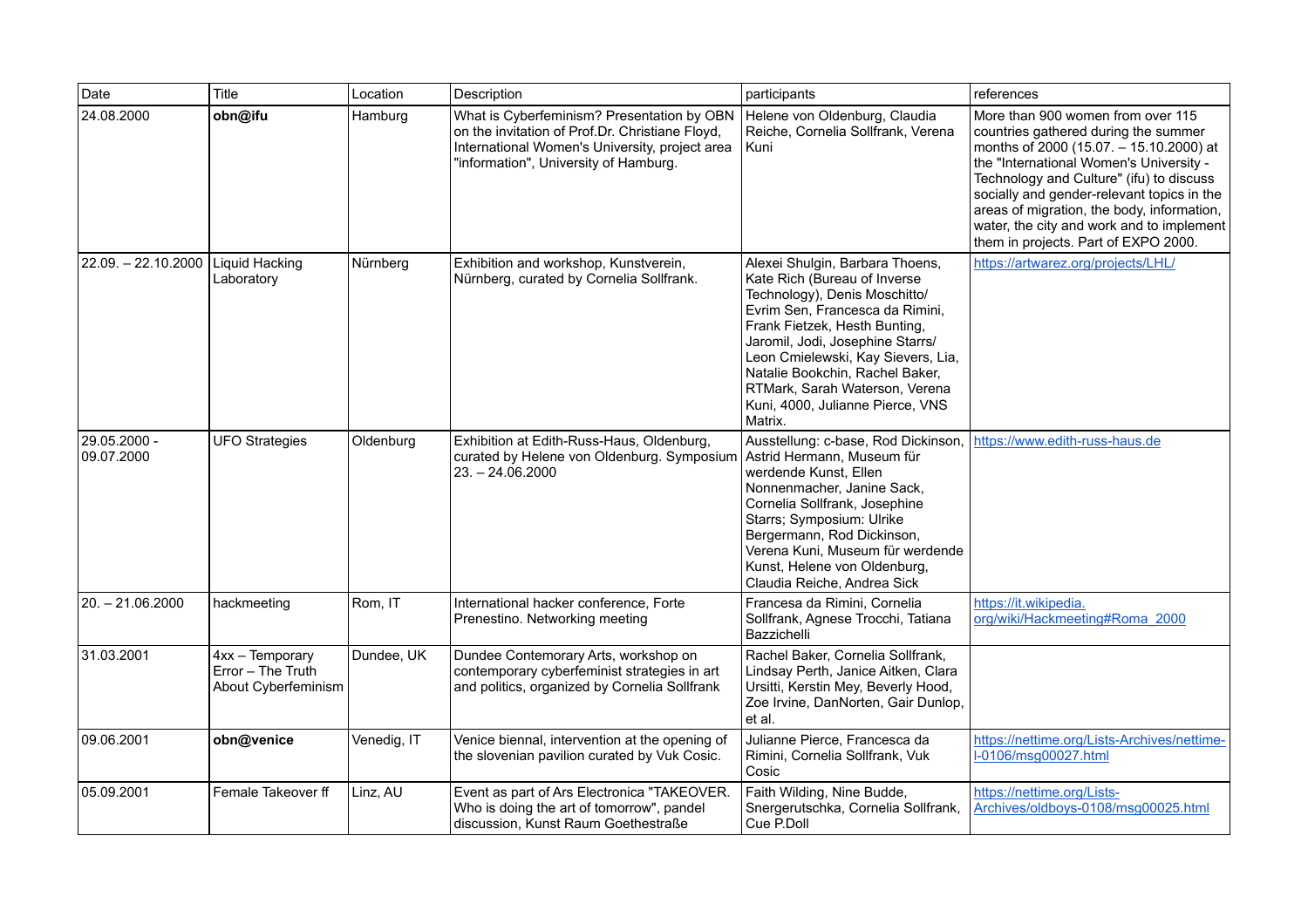| Date | Title | Location | Description | participants | references |
|---|---|---|---|---|---|
| 24.08.2000 | **obn@ifu** | Hamburg | What is Cyberfeminism? Presentation by OBN on the invitation of Prof.Dr. Christiane Floyd, International Women's University, project area "information", University of Hamburg. | Helene von Oldenburg, Claudia Reiche, Cornelia Sollfrank, Verena Kuni | More than 900 women from over 115 countries gathered during the summer months of 2000 (15.07. – 15.10.2000) at the "International Women's University - Technology and Culture" (ifu) to discuss socially and gender-relevant topics in the areas of migration, the body, information, water, the city and work and to implement them in projects. Part of EXPO 2000. |
| 22.09. – 22.10.2000 | Liquid Hacking Laboratory | Nürnberg | Exhibition and workshop, Kunstverein, Nürnberg, curated by Cornelia Sollfrank. | Alexei Shulgin, Barbara Thoens, Kate Rich (Bureau of Inverse Technology), Denis Moschitto/ Evrim Sen, Francesca da Rimini, Frank Fietzek, Hesth Bunting, Jaromil, Jodi, Josephine Starrs/ Leon Cmielewski, Kay Sievers, Lia, Natalie Bookchin, Rachel Baker, RTMark, Sarah Waterson, Verena Kuni, 4000, Julianne Pierce, VNS Matrix. | https://artwarez.org/projects/LHL/ |
| 29.05.2000 - 09.07.2000 | UFO Strategies | Oldenburg | Exhibition at Edith-Russ-Haus, Oldenburg, curated by Helene von Oldenburg. Symposium 23. – 24.06.2000 | Ausstellung: c-base, Rod Dickinson, Astrid Hermann, Museum für werdende Kunst, Ellen Nonnenmacher, Janine Sack, Cornelia Sollfrank, Josephine Starrs; Symposium: Ulrike Bergermann, Rod Dickinson, Verena Kuni, Museum für werdende Kunst, Helene von Oldenburg, Claudia Reiche, Andrea Sick | https://www.edith-russ-haus.de |
| 20. – 21.06.2000 | hackmeeting | Rom, IT | International hacker conference, Forte Prenestino. Networking meeting | Francesa da Rimini, Cornelia Sollfrank, Agnese Trocchi, Tatiana Bazzichelli | https://it.wikipedia.org/wiki/Hackmeeting#Roma_2000 |
| 31.03.2001 | 4xx – Temporary Error – The Truth About Cyberfeminism | Dundee, UK | Dundee Contemorary Arts, workshop on contemporary cyberfeminist strategies in art and politics, organized by Cornelia Sollfrank | Rachel Baker, Cornelia Sollfrank, Lindsay Perth, Janice Aitken, Clara Ursitti, Kerstin Mey, Beverly Hood, Zoe Irvine, DanNorten, Gair Dunlop, et al. | |
| 09.06.2001 | **obn@venice** | Venedig, IT | Venice biennal, intervention at the opening of the slovenian pavilion curated by Vuk Cosic. | Julianne Pierce, Francesca da Rimini, Cornelia Sollfrank, Vuk Cosic | https://nettime.org/Lists-Archives/nettime-l-0106/msg00027.html |
| 05.09.2001 | Female Takeover ff | Linz, AU | Event as part of Ars Electronica "TAKEOVER. Who is doing the art of tomorrow", pandel discussion, Kunst Raum Goethestraße | Faith Wilding, Nine Budde, Snergerutschka, Cornelia Sollfrank, Cue P.Doll | https://nettime.org/Lists-Archives/oldboys-0108/msg00025.html |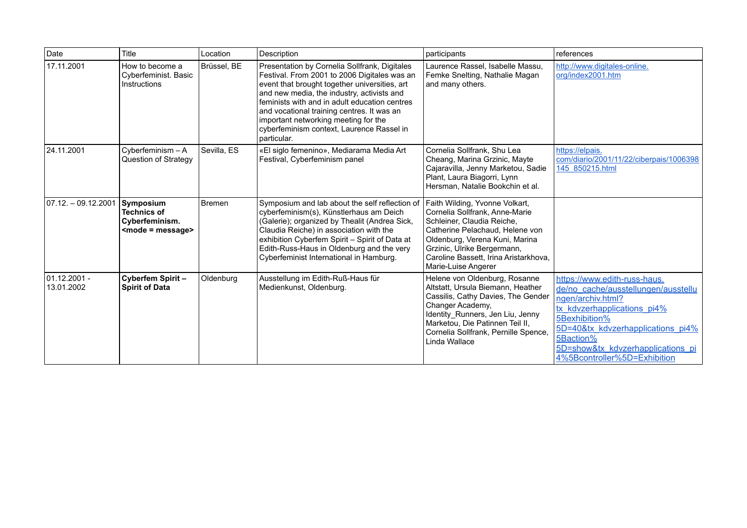| Date | Title | Location | Description | participants | references |
|---|---|---|---|---|---|
| 17.11.2001 | How to become a Cyberfeminist. Basic Instructions | Brüssel, BE | Presentation by Cornelia Sollfrank, Digitales Festival. From 2001 to 2006 Digitales was an event that brought together universities, art and new media, the industry, activists and feminists with and in adult education centres and vocational training centres. It was an important networking meeting for the cyberfeminism context, Laurence Rassel in particular. | Laurence Rassel, Isabelle Massu, Femke Snelting, Nathalie Magan and many others. | http://www.digitales-online.org/index2001.htm |
| 24.11.2001 | Cyberfeminism – A Question of Strategy | Sevilla, ES | «El siglo femenino», Mediarama Media Art Festival, Cyberfeminism panel | Cornelia Sollfrank, Shu Lea Cheang, Marina Grzinic, Mayte Cajaravilla, Jenny Marketou, Sadie Plant, Laura Biagorri, Lynn Hersman, Natalie Bookchin et al. | https://elpais.com/diario/2001/11/22/ciberpais/1006398145_850215.html |
| 07.12. – 09.12.2001 | **Symposium Technics of Cyberfeminism. <mode = message>** | Bremen | Symposium and lab about the self reflection of cyberfeminism(s), Künstlerhaus am Deich (Galerie); organized by Thealit (Andrea Sick, Claudia Reiche) in association with the exhibition Cyberfem Spirit – Spirit of Data at Edith-Russ-Haus in Oldenburg and the very Cyberfeminist International in Hamburg. | Faith Wilding, Yvonne Volkart, Cornelia Sollfrank, Anne-Marie Schleiner, Claudia Reiche, Catherine Pelachaud, Helene von Oldenburg, Verena Kuni, Marina Grzinic, Ulrike Bergermann, Caroline Bassett, Irina Aristarkhova, Marie-Luise Angerer | |
| 01.12.2001 - 13.01.2002 | **Cyberfem Spirit – Spirit of Data** | Oldenburg | Ausstellung im Edith-Ruß-Haus für Medienkunst, Oldenburg. | Helene von Oldenburg, Rosanne Altstatt, Ursula Biemann, Heather Cassilis, Cathy Davies, The Gender Changer Academy, Identity_Runners, Jen Liu, Jenny Marketou, Die Patinnen Teil II, Cornelia Sollfrank, Pernille Spence, Linda Wallace | https://www.edith-russ-haus.de/no_cache/ausstellungen/ausstellungen/archiv.html?tx_kdvzerhapplications_pi4%5Bexhibition%5D=40&tx_kdvzerhapplications_pi4%5Baction%5D=show&tx_kdvzerhapplications_pi4%5Bcontroller%5D=Exhibition |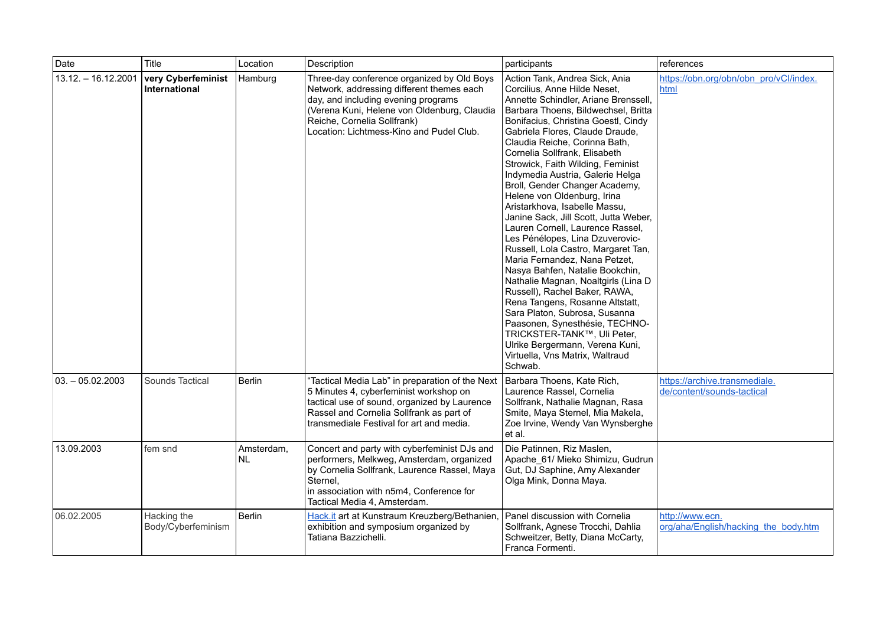| Date | Title | Location | Description | participants | references |
|---|---|---|---|---|---|
| 13.12. – 16.12.2001 | **very Cyberfeminist International** | Hamburg | Three-day conference organized by Old Boys Network, addressing different themes each day, and including evening programs (Verena Kuni, Helene von Oldenburg, Claudia Reiche, Cornelia Sollfrank)<br>Location: Lichtmess-Kino and Pudel Club. | Action Tank, Andrea Sick, Ania Corcilius, Anne Hilde Neset, Annette Schindler, Ariane Brenssell, Barbara Thoens, Bildwechsel, Britta Bonifacius, Christina Goestl, Cindy Gabriela Flores, Claude Draude, Claudia Reiche, Corinna Bath, Cornelia Sollfrank, Elisabeth Strowick, Faith Wilding, Feminist Indymedia Austria, Galerie Helga Broll, Gender Changer Academy, Helene von Oldenburg, Irina Aristarkhova, Isabelle Massu, Janine Sack, Jill Scott, Jutta Weber, Lauren Cornell, Laurence Rassel, Les Pénélopes, Lina Dzuverovic-Russell, Lola Castro, Margaret Tan, Maria Fernandez, Nana Petzet, Nasya Bahfen, Natalie Bookchin, Nathalie Magnan, Noaltgirls (Lina D Russell), Rachel Baker, RAWA, Rena Tangens, Rosanne Altstatt, Sara Platon, Subrosa, Susanna Paasonen, Synesthésie, TECHNO-TRICKSTER-TANK™, Uli Peter, Ulrike Bergermann, Verena Kuni, Virtuella, Vns Matrix, Waltraud Schwab. | https://obn.org/obn/obn_pro/vCI/index.html |
| 03. – 05.02.2003 | Sounds Tactical | Berlin | "Tactical Media Lab" in preparation of the Next 5 Minutes 4, cyberfeminist workshop on tactical use of sound, organized by Laurence Rassel and Cornelia Sollfrank as part of transmediale Festival for art and media. | Barbara Thoens, Kate Rich, Laurence Rassel, Cornelia Sollfrank, Nathalie Magnan, Rasa Smite, Maya Sternel, Mia Makela, Zoe Irvine, Wendy Van Wynsberghe et al. | https://archive.transmediale.de/content/sounds-tactical |
| 13.09.2003 | fem snd | Amsterdam, NL | Concert and party with cyberfeminist DJs and performers, Melkweg, Amsterdam, organized by Cornelia Sollfrank, Laurence Rassel, Maya Sternel,<br>in association with n5m4, Conference for Tactical Media 4, Amsterdam. | Die Patinnen, Riz Maslen, Apache_61/ Mieko Shimizu, Gudrun Gut, DJ Saphine, Amy Alexander Olga Mink, Donna Maya. | |
| 06.02.2005 | Hacking the Body/Cyberfeminism | Berlin | Hack.it art at Kunstraum Kreuzberg/Bethanien, exhibition and symposium organized by Tatiana Bazzichelli. | Panel discussion with Cornelia Sollfrank, Agnese Trocchi, Dahlia Schweitzer, Betty, Diana McCarty, Franca Formenti. | http://www.ecn.org/aha/English/hacking_the_body.htm |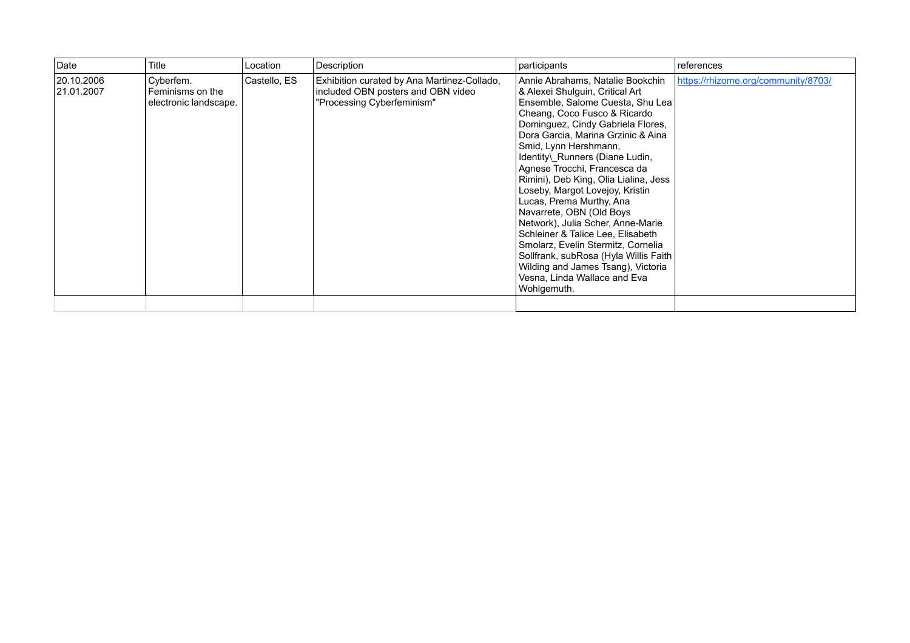| Date | Title | Location | Description | participants | references |
|---|---|---|---|---|---|
| 20.10.2006 21.01.2007 | Cyberfem. Feminisms on the electronic landscape. | Castello, ES | Exhibition curated by Ana Martinez-Collado, included OBN posters and OBN video "Processing Cyberfeminism" | Annie Abrahams, Natalie Bookchin & Alexei Shulguin, Critical Art Ensemble, Salome Cuesta, Shu Lea Cheang, Coco Fusco & Ricardo Dominguez, Cindy Gabriela Flores, Dora Garcia, Marina Grzinic & Aina Smid, Lynn Hershmann, Identity\_Runners (Diane Ludin, Agnese Trocchi, Francesca da Rimini), Deb King, Olia Lialina, Jess Loseby, Margot Lovejoy, Kristin Lucas, Prema Murthy, Ana Navarrete, OBN (Old Boys Network), Julia Scher, Anne-Marie Schleiner & Talice Lee, Elisabeth Smolarz, Evelin Stermitz, Cornelia Sollfrank, subRosa (Hyla Willis Faith Wilding and James Tsang), Victoria Vesna, Linda Wallace and Eva Wohlgemuth. | https://rhizome.org/community/8703/ |
| | | | | | |